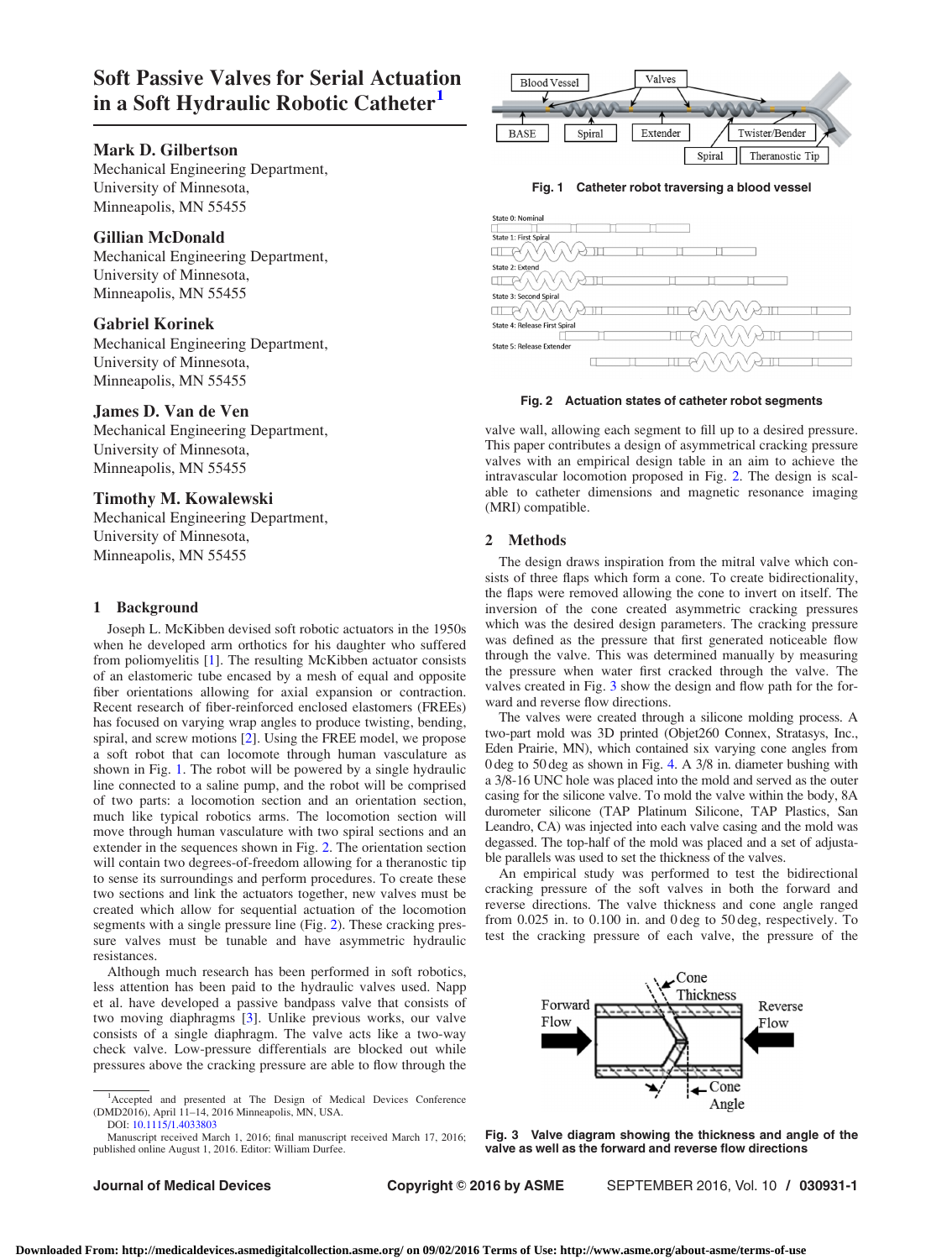# Soft Passive Valves for Serial Actuation in a Soft Hydraulic Robotic Catheter[1]

**Mark D. Gilbertson**
Mechanical Engineering Department,
University of Minnesota,
Minneapolis, MN 55455

**Gillian McDonald**
Mechanical Engineering Department,
University of Minnesota,
Minneapolis, MN 55455

**Gabriel Korinek**
Mechanical Engineering Department,
University of Minnesota,
Minneapolis, MN 55455

**James D. Van de Ven**
Mechanical Engineering Department,
University of Minnesota,
Minneapolis, MN 55455

**Timothy M. Kowalewski**
Mechanical Engineering Department,
University of Minnesota,
Minneapolis, MN 55455

## 1 Background

Joseph L. McKibben devised soft robotic actuators in the 1950s when he developed arm orthotics for his daughter who suffered from poliomyelitis [1]. The resulting McKibben actuator consists of an elastomeric tube encased by a mesh of equal and opposite fiber orientations allowing for axial expansion or contraction. Recent research of fiber-reinforced enclosed elastomers (FREEs) has focused on varying wrap angles to produce twisting, bending, spiral, and screw motions [2]. Using the FREE model, we propose a soft robot that can locomote through human vasculature as shown in Fig. 1. The robot will be powered by a single hydraulic line connected to a saline pump, and the robot will be comprised of two parts: a locomotion section and an orientation section, much like typical robotics arms. The locomotion section will move through human vasculature with two spiral sections and an extender in the sequences shown in Fig. 2. The orientation section will contain two degrees-of-freedom allowing for a theranostic tip to sense its surroundings and perform procedures. To create these two sections and link the actuators together, new valves must be created which allow for sequential actuation of the locomotion segments with a single pressure line (Fig. 2). These cracking pressure valves must be tunable and have asymmetric hydraulic resistances.

Although much research has been performed in soft robotics, less attention has been paid to the hydraulic valves used. Napp et al. have developed a passive bandpass valve that consists of two moving diaphragms [3]. Unlike previous works, our valve consists of a single diaphragm. The valve acts like a two-way check valve. Low-pressure differentials are blocked out while pressures above the cracking pressure are able to flow through the valve wall, allowing each segment to fill up to a desired pressure. This paper contributes a design of asymmetrical cracking pressure valves with an empirical design table in an aim to achieve the intravascular locomotion proposed in Fig. 2. The design is scalable to catheter dimensions and magnetic resonance imaging (MRI) compatible.

**Fig. 1** Catheter robot traversing a blood vessel

**Fig. 2** Actuation states of catheter robot segments

## 2 Methods

The design draws inspiration from the mitral valve which consists of three flaps which form a cone. To create bidirectionality, the flaps were removed allowing the cone to invert on itself. The inversion of the cone created asymmetric cracking pressures which was the desired design parameters. The cracking pressure was defined as the pressure that first generated noticeable flow through the valve. This was determined manually by measuring the pressure when water first cracked through the valve. The valves created in Fig. 3 show the design and flow path for the forward and reverse flow directions.

The valves were created through a silicone molding process. A two-part mold was 3D printed (Objet260 Connex, Stratasys, Inc., Eden Prairie, MN), which contained six varying cone angles from 0 deg to 50 deg as shown in Fig. 4. A 3/8 in. diameter bushing with a 3/8-16 UNC hole was placed into the mold and served as the outer casing for the silicone valve. To mold the valve within the body, 8A durometer silicone (TAP Platinum Silicone, TAP Plastics, San Leandro, CA) was injected into each valve casing and the mold was degassed. The top-half of the mold was placed and a set of adjustable parallels was used to set the thickness of the valves.

An empirical study was performed to test the bidirectional cracking pressure of the soft valves in both the forward and reverse directions. The valve thickness and cone angle ranged from 0.025 in. to 0.100 in. and 0 deg to 50 deg, respectively. To test the cracking pressure of each valve, the pressure of the

**Fig. 3** Valve diagram showing the thickness and angle of the valve as well as the forward and reverse flow directions

[1]Accepted and presented at The Design of Medical Devices Conference (DMD2016), April 11–14, 2016 Minneapolis, MN, USA.
DOI: 10.1115/1.4033803
Manuscript received March 1, 2016; final manuscript received March 17, 2016; published online August 1, 2016. Editor: William Durfee.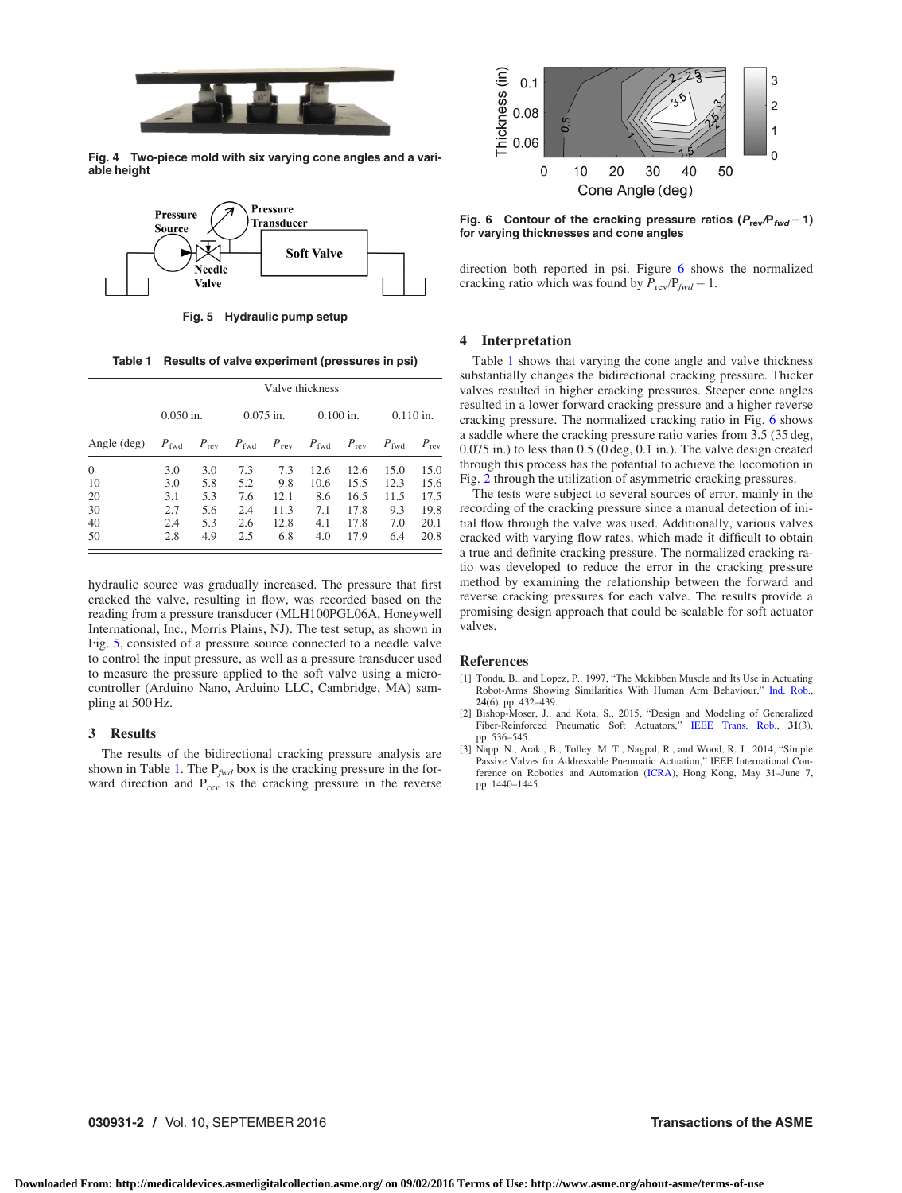Fig. 4 Two-piece mold with six varying cone angles and a variable height

Pressure Source

Pressure Transducer

Soft Valve

Needle Valve

Fig. 5 Hydraulic pump setup

Table 1 Results of valve experiment (pressures in psi)

| | Valve thickness | | | | | | | |
|---|---|---|---|---|---|---|---|---|
| | 0.050 in. | | 0.075 in. | | 0.100 in. | | 0.110 in. | |
| Angle (deg) | $P_{fwd}$ | $P_{rev}$ | $P_{fwd}$ | $P_{rev}$ | $P_{fwd}$ | $P_{rev}$ | $P_{fwd}$ | $P_{rev}$ |
| 0 | 3.0 | 3.0 | 7.3 | 7.3 | 12.6 | 12.6 | 15.0 | 15.0 |
| 10 | 3.0 | 5.8 | 5.2 | 9.8 | 10.6 | 15.5 | 12.3 | 15.6 |
| 20 | 3.1 | 5.3 | 7.6 | 12.1 | 8.6 | 16.5 | 11.5 | 17.5 |
| 30 | 2.7 | 5.6 | 2.4 | 11.3 | 7.1 | 17.8 | 9.3 | 19.8 |
| 40 | 2.4 | 5.3 | 2.6 | 12.8 | 4.1 | 17.8 | 7.0 | 20.1 |
| 50 | 2.8 | 4.9 | 2.5 | 6.8 | 4.0 | 17.9 | 6.4 | 20.8 |

hydraulic source was gradually increased. The pressure that first cracked the valve, resulting in flow, was recorded based on the reading from a pressure transducer (MLH100PGL06A, Honeywell International, Inc., Morris Plains, NJ). The test setup, as shown in Fig. 5, consisted of a pressure source connected to a needle valve to control the input pressure, as well as a pressure transducer used to measure the pressure applied to the soft valve using a microcontroller (Arduino Nano, Arduino LLC, Cambridge, MA) sampling at 500 Hz.

## 3 Results

The results of the bidirectional cracking pressure analysis are shown in Table 1. The $P_{fwd}$ box is the cracking pressure in the forward direction and $P_{rev}$ is the cracking pressure in the reverse direction both reported in psi. Figure 6 shows the normalized cracking ratio which was found by $P_{rev}/P_{fwd} - 1$.

Thickness (in)
0.1
0.08
0.06
0
10
20
30
40
50
Cone Angle (deg)
0.5
1
1.5
2
2.5
3
3.5
0
1
2
3

Fig. 6 Contour of the cracking pressure ratios ($P_{rev}/P_{fwd} - 1$) for varying thicknesses and cone angles

## 4 Interpretation

Table 1 shows that varying the cone angle and valve thickness substantially changes the bidirectional cracking pressure. Thicker valves resulted in higher cracking pressures. Steeper cone angles resulted in a lower forward cracking pressure and a higher reverse cracking pressure. The normalized cracking ratio in Fig. 6 shows a saddle where the cracking pressure ratio varies from 3.5 (35 deg, 0.075 in.) to less than 0.5 (0 deg, 0.1 in.). The valve design created through this process has the potential to achieve the locomotion in Fig. 2 through the utilization of asymmetric cracking pressures.

The tests were subject to several sources of error, mainly in the recording of the cracking pressure since a manual detection of initial flow through the valve was used. Additionally, various valves cracked with varying flow rates, which made it difficult to obtain a true and definite cracking pressure. The normalized cracking ratio was developed to reduce the error in the cracking pressure method by examining the relationship between the forward and reverse cracking pressures for each valve. The results provide a promising design approach that could be scalable for soft actuator valves.

## References

[1] Tondu, B., and Lopez, P., 1997, "The Mckibben Muscle and Its Use in Actuating Robot-Arms Showing Similarities With Human Arm Behaviour," Ind. Rob., **24**(6), pp. 432–439.

[2] Bishop-Moser, J., and Kota, S., 2015, "Design and Modeling of Generalized Fiber-Reinforced Pneumatic Soft Actuators," IEEE Trans. Rob., **31**(3), pp. 536–545.

[3] Napp, N., Araki, B., Tolley, M. T., Nagpal, R., and Wood, R. J., 2014, "Simple Passive Valves for Addressable Pneumatic Actuation," IEEE International Conference on Robotics and Automation (ICRA), Hong Kong, May 31–June 7, pp. 1440–1445.